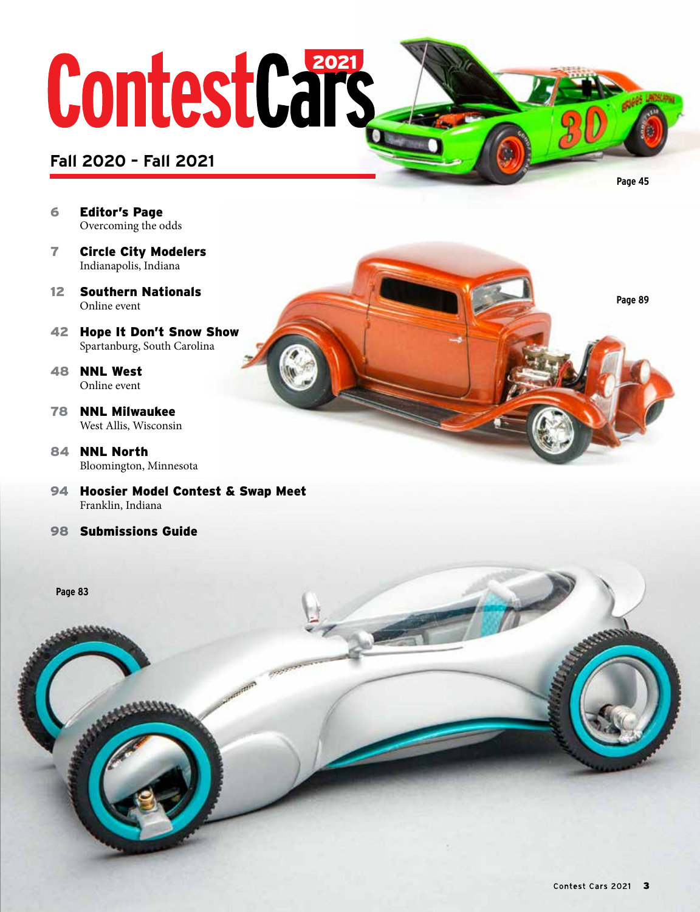# Contest Cars 2021

## Fall 2020 - Fall 2021

Page 45

**6 Editor's Page**
Overcoming the odds

**7 Circle City Modelers**
Indianapolis, Indiana

**12 Southern Nationals**
Online event

**42 Hope It Don't Snow Show**
Spartanburg, South Carolina

**48 NNL West**
Online event

**78 NNL Milwaukee**
West Allis, Wisconsin

**84 NNL North**
Bloomington, Minnesota

**94 Hoosier Model Contest & Swap Meet**
Franklin, Indiana

**98 Submissions Guide**

Page 89

Page 83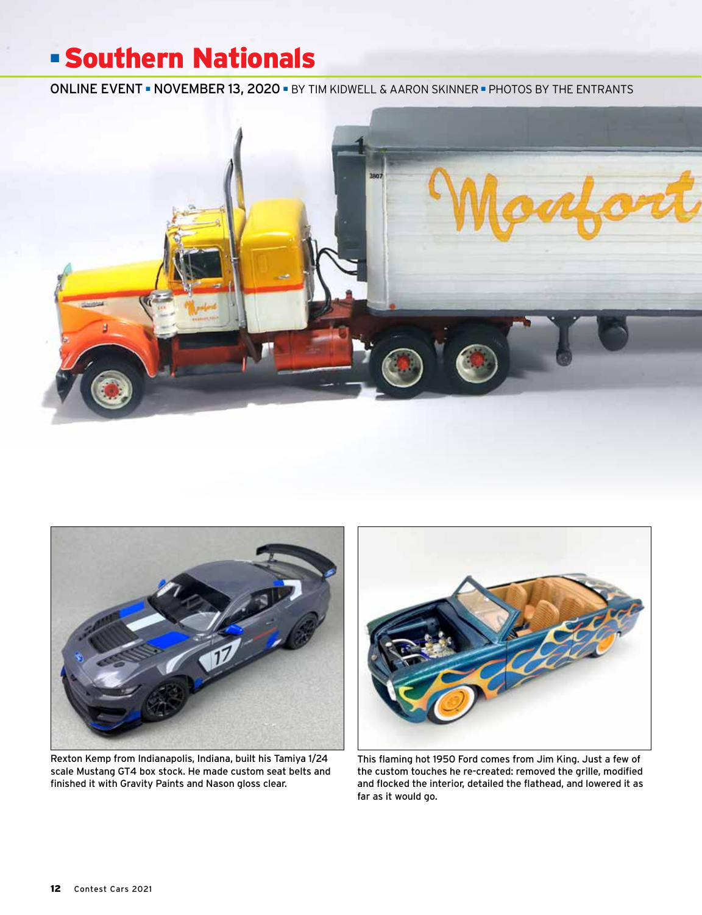# Southern Nationals

ONLINE EVENT ▪ NOVEMBER 13, 2020 ▪ BY TIM KIDWELL & AARON SKINNER ▪ PHOTOS BY THE ENTRANTS

Rexton Kemp from Indianapolis, Indiana, built his Tamiya 1/24 scale Mustang GT4 box stock. He made custom seat belts and finished it with Gravity Paints and Nason gloss clear.

This flaming hot 1950 Ford comes from Jim King. Just a few of the custom touches he re-created: removed the grille, modified and flocked the interior, detailed the flathead, and lowered it as far as it would go.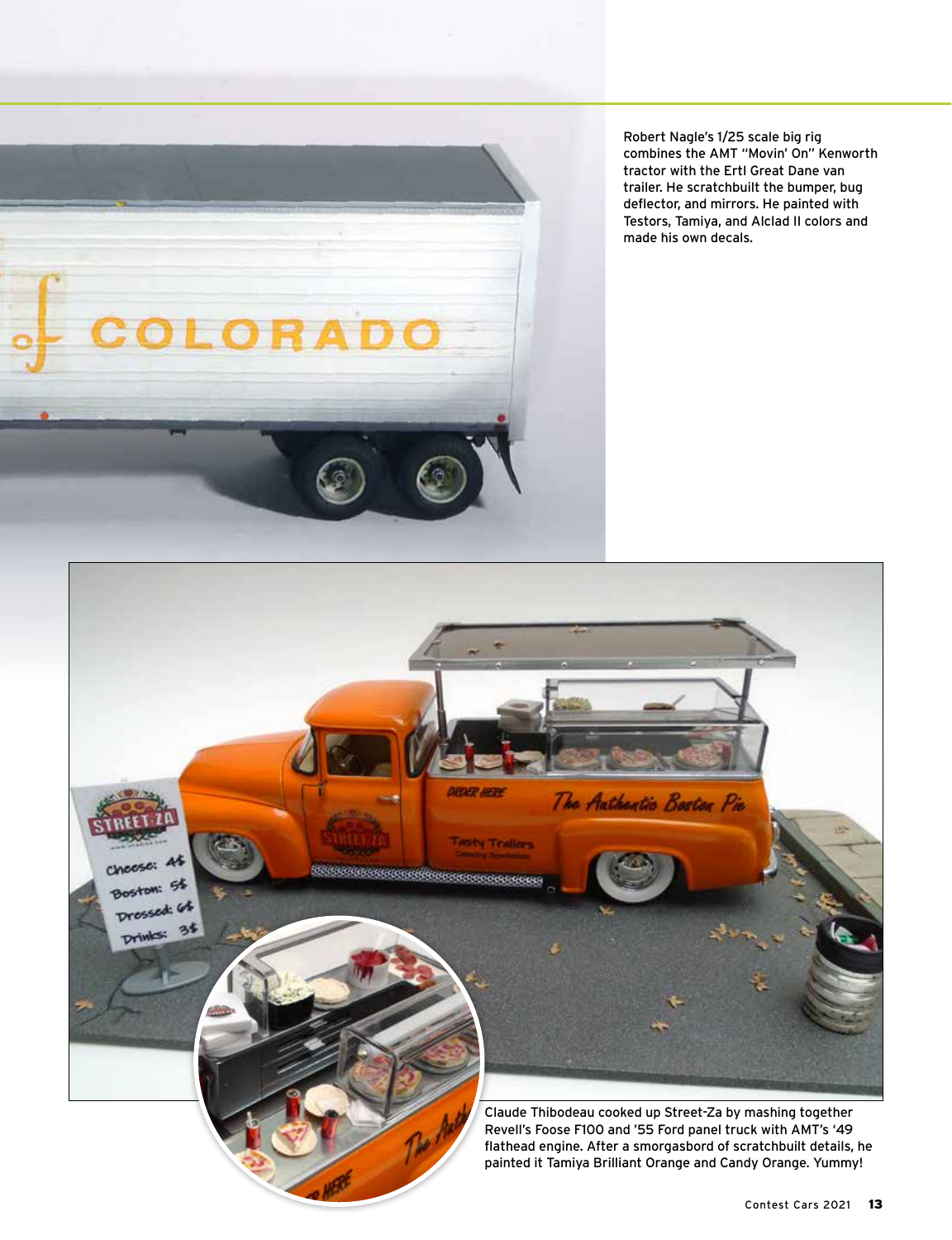Robert Nagle's 1/25 scale big rig combines the AMT "Movin' On" Kenworth tractor with the Ertl Great Dane van trailer. He scratchbuilt the bumper, bug deflector, and mirrors. He painted with Testors, Tamiya, and Alclad II colors and made his own decals.

Claude Thibodeau cooked up Street-Za by mashing together Revell's Foose F100 and '55 Ford panel truck with AMT's '49 flathead engine. After a smorgasbord of scratchbuilt details, he painted it Tamiya Brilliant Orange and Candy Orange. Yummy!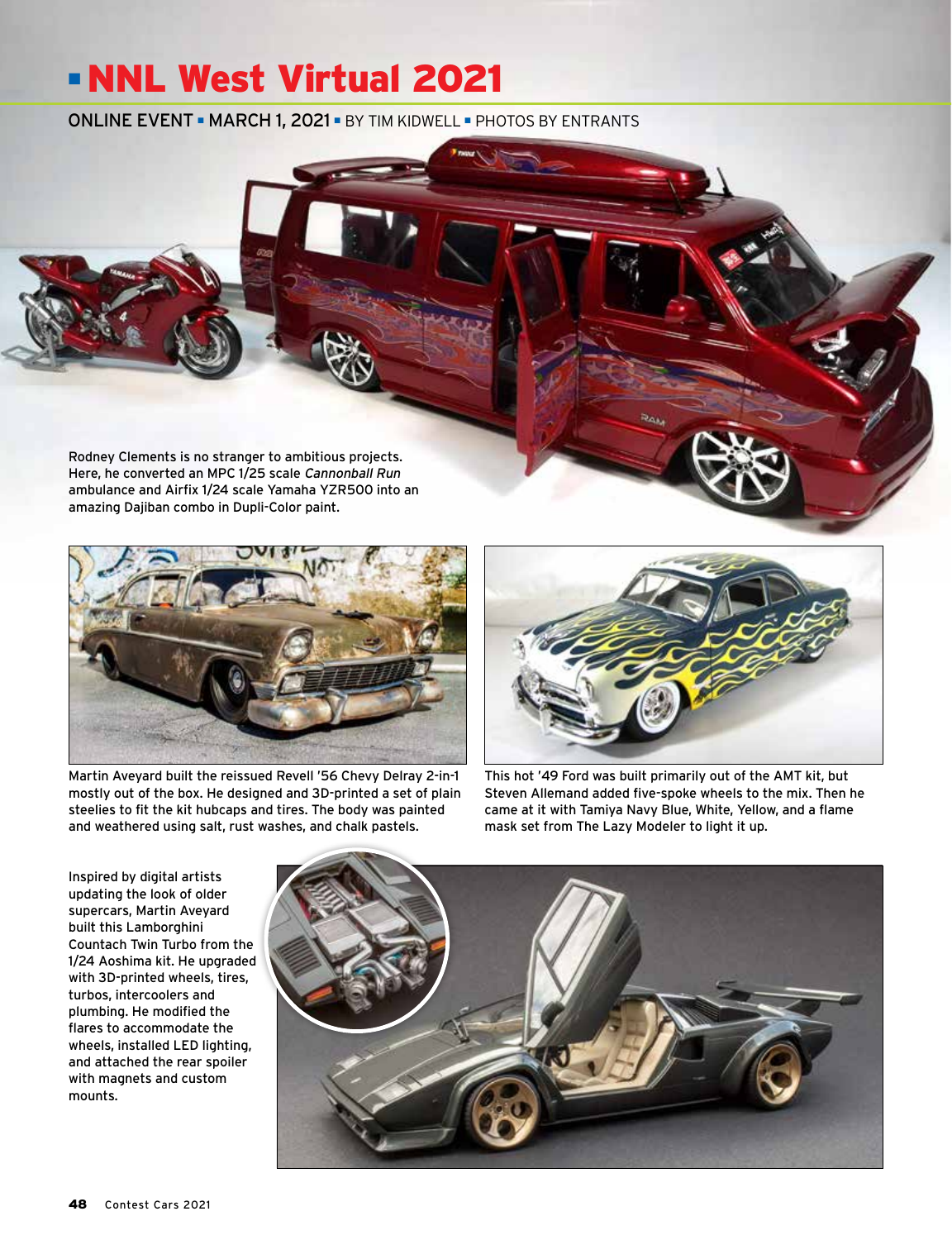# NNL West Virtual 2021

ONLINE EVENT ▪ MARCH 1, 2021 ▪ BY TIM KIDWELL ▪ PHOTOS BY ENTRANTS

Rodney Clements is no stranger to ambitious projects. Here, he converted an MPC 1/25 scale *Cannonball Run* ambulance and Airfix 1/24 scale Yamaha YZR500 into an amazing Dajiban combo in Dupli-Color paint.

Martin Aveyard built the reissued Revell '56 Chevy Delray 2-in-1 mostly out of the box. He designed and 3D-printed a set of plain steelies to fit the kit hubcaps and tires. The body was painted and weathered using salt, rust washes, and chalk pastels.

This hot '49 Ford was built primarily out of the AMT kit, but Steven Allemand added five-spoke wheels to the mix. Then he came at it with Tamiya Navy Blue, White, Yellow, and a flame mask set from The Lazy Modeler to light it up.

Inspired by digital artists updating the look of older supercars, Martin Aveyard built this Lamborghini Countach Twin Turbo from the 1/24 Aoshima kit. He upgraded with 3D-printed wheels, tires, turbos, intercoolers and plumbing. He modified the flares to accommodate the wheels, installed LED lighting, and attached the rear spoiler with magnets and custom mounts.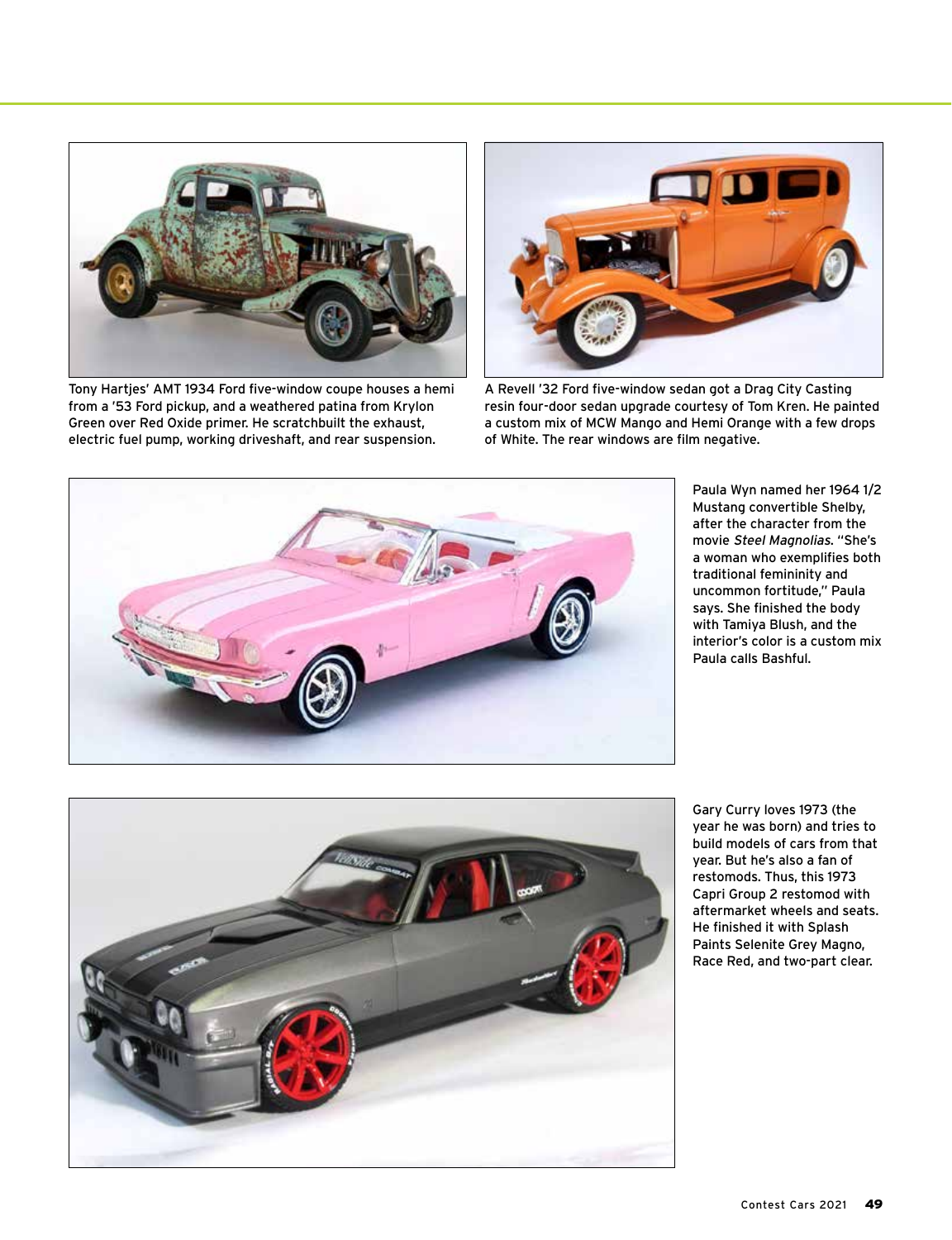Tony Hartjes' AMT 1934 Ford five-window coupe houses a hemi from a '53 Ford pickup, and a weathered patina from Krylon Green over Red Oxide primer. He scratchbuilt the exhaust, electric fuel pump, working driveshaft, and rear suspension.

A Revell '32 Ford five-window sedan got a Drag City Casting resin four-door sedan upgrade courtesy of Tom Kren. He painted a custom mix of MCW Mango and Hemi Orange with a few drops of White. The rear windows are film negative.

Paula Wyn named her 1964 1/2 Mustang convertible Shelby, after the character from the movie *Steel Magnolias*. "She's a woman who exemplifies both traditional femininity and uncommon fortitude," Paula says. She finished the body with Tamiya Blush, and the interior's color is a custom mix Paula calls Bashful.

Gary Curry loves 1973 (the year he was born) and tries to build models of cars from that year. But he's also a fan of restomods. Thus, this 1973 Capri Group 2 restomod with aftermarket wheels and seats. He finished it with Splash Paints Selenite Grey Magno, Race Red, and two-part clear.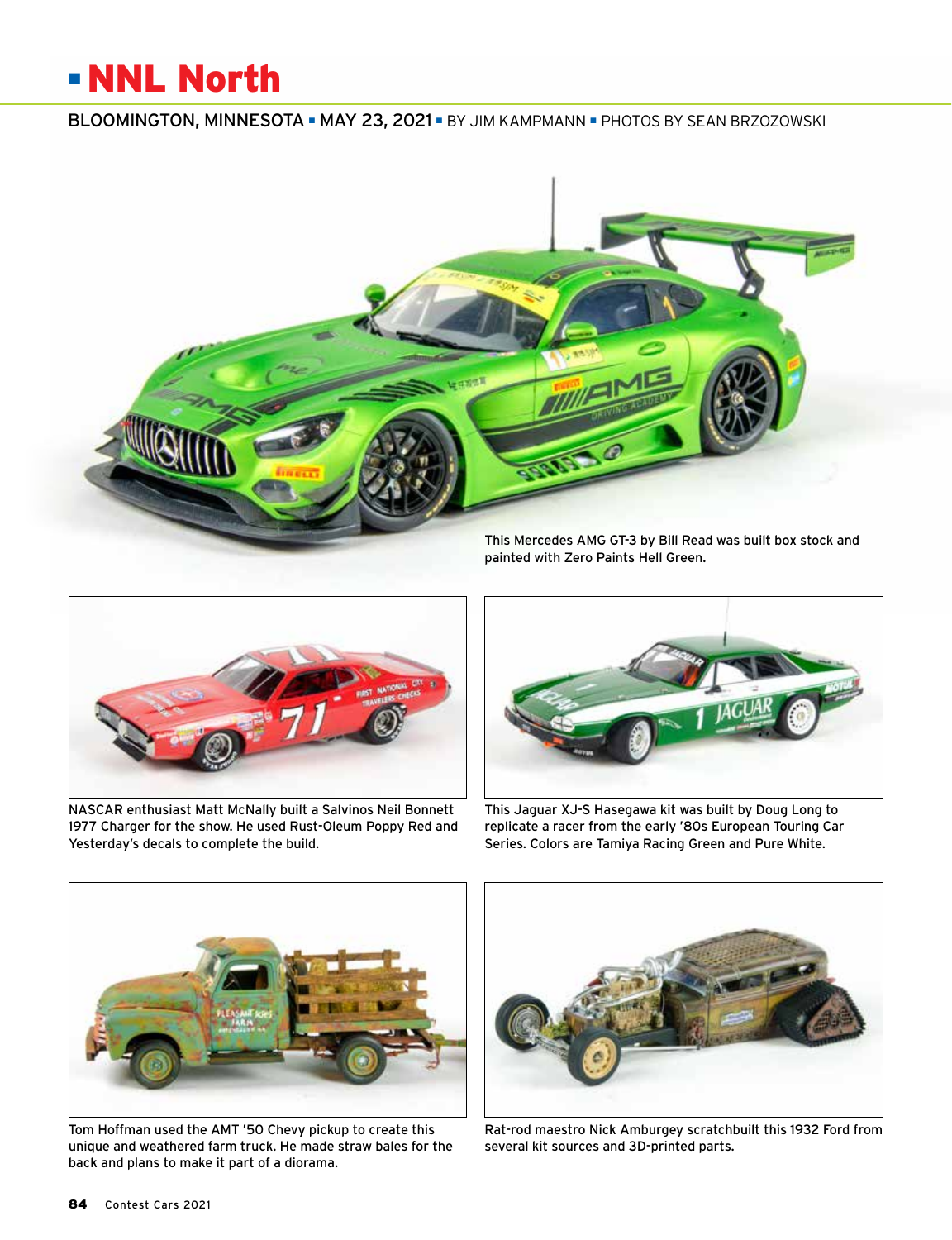# NNL North

BLOOMINGTON, MINNESOTA ▪ MAY 23, 2021 ▪ BY JIM KAMPMANN ▪ PHOTOS BY SEAN BRZOZOWSKI

This Mercedes AMG GT-3 by Bill Read was built box stock and painted with Zero Paints Hell Green.

NASCAR enthusiast Matt McNally built a Salvinos Neil Bonnett 1977 Charger for the show. He used Rust-Oleum Poppy Red and Yesterday's decals to complete the build.

This Jaguar XJ-S Hasegawa kit was built by Doug Long to replicate a racer from the early '80s European Touring Car Series. Colors are Tamiya Racing Green and Pure White.

Tom Hoffman used the AMT '50 Chevy pickup to create this unique and weathered farm truck. He made straw bales for the back and plans to make it part of a diorama.

Rat-rod maestro Nick Amburgey scratchbuilt this 1932 Ford from several kit sources and 3D-printed parts.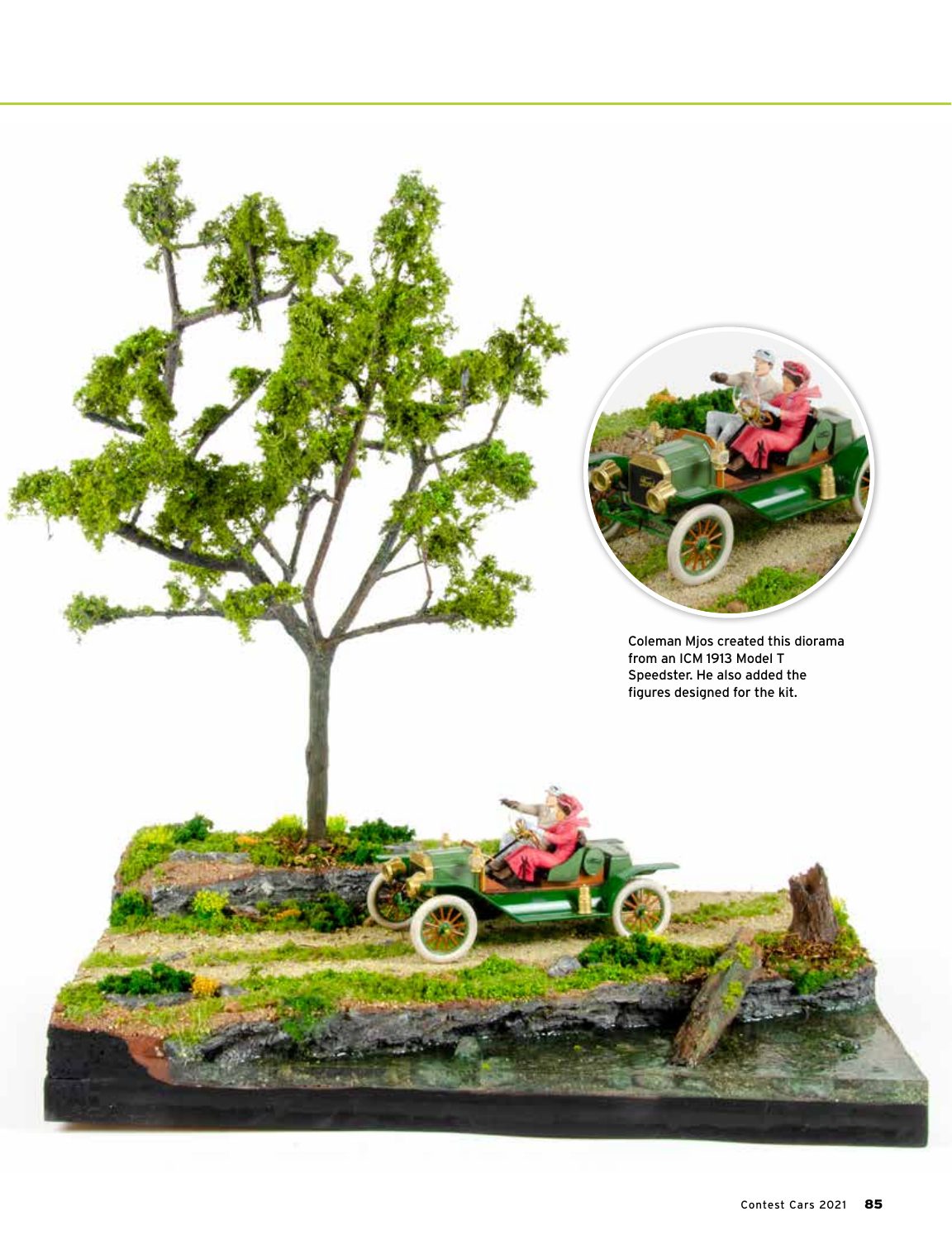Coleman Mjos created this diorama from an ICM 1913 Model T Speedster. He also added the figures designed for the kit.